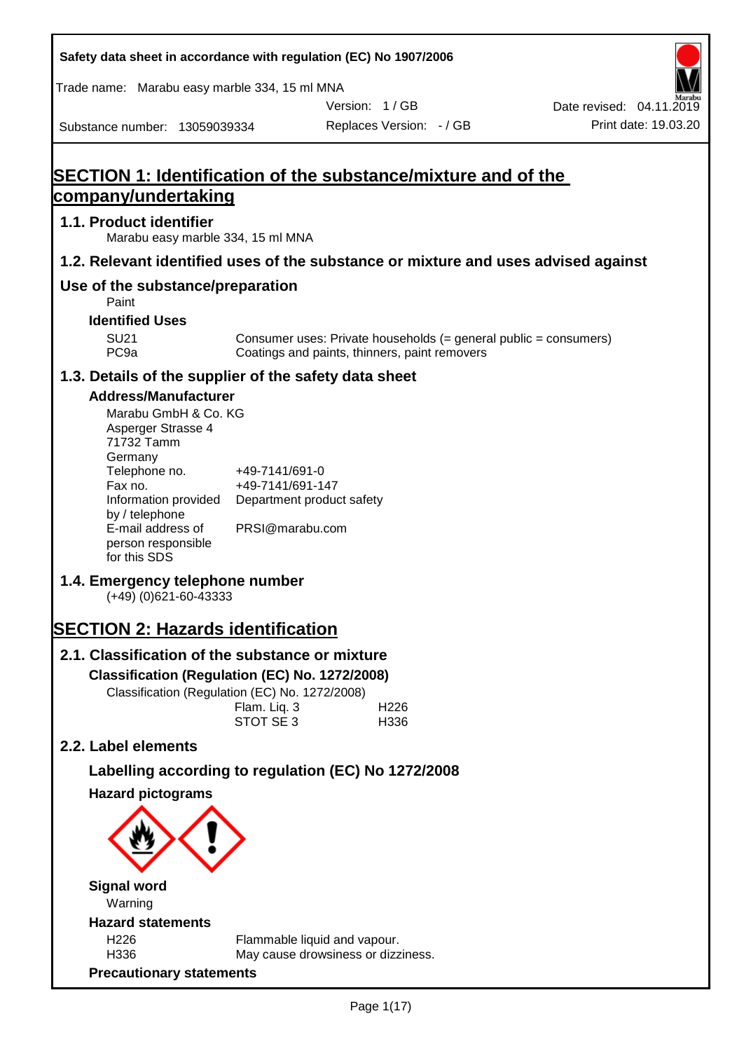Safety data sheet in accordance with regulation (EC) No 1907/2006

Trade name: Marabu easy marble 334, 15 ml MNA

Version: 1 / GB

Date revised: 04.11.2019

Substance number: 13059039334

Replaces Version: - / GB

Print date: 19.03.20

# SECTION 1: Identification of the substance/mixture and of the company/undertaking

## 1.1. Product identifier

Marabu easy marble 334, 15 ml MNA

## 1.2. Relevant identified uses of the substance or mixture and uses advised against

## Use of the substance/preparation

Paint

### Identified Uses

| | |
|---|---|
| SU21 | Consumer uses: Private households (= general public = consumers) |
| PC9a | Coatings and paints, thinners, paint removers |

## 1.3. Details of the supplier of the safety data sheet

### Address/Manufacturer

Marabu GmbH & Co. KG
Asperger Strasse 4
71732 Tamm
Germany

| | |
|---|---|
| Telephone no. | +49-7141/691-0 |
| Fax no. | +49-7141/691-147 |
| Information provided by / telephone | Department product safety |
| E-mail address of person responsible for this SDS | PRSI@marabu.com |

## 1.4. Emergency telephone number

(+49) (0)621-60-43333

# SECTION 2: Hazards identification

## 2.1. Classification of the substance or mixture

### Classification (Regulation (EC) No. 1272/2008)

Classification (Regulation (EC) No. 1272/2008)

| | |
|---|---|
| Flam. Liq. 3 | H226 |
| STOT SE 3 | H336 |

## 2.2. Label elements

### Labelling according to regulation (EC) No 1272/2008

### Hazard pictograms

### Signal word

Warning

### Hazard statements

| | |
|---|---|
| H226 | Flammable liquid and vapour. |
| H336 | May cause drowsiness or dizziness. |

### Precautionary statements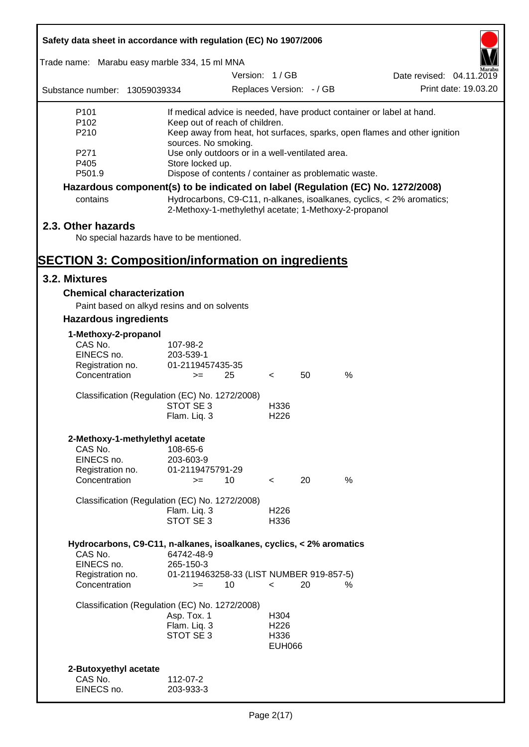| | |
|---|---|
| P101 | If medical advice is needed, have product container or label at hand. |
| P102 | Keep out of reach of children. |
| P210 | Keep away from heat, hot surfaces, sparks, open flames and other ignition sources. No smoking. |
| P271 | Use only outdoors or in a well-ventilated area. |
| P405 | Store locked up. |
| P501.9 | Dispose of contents / container as problematic waste. |

**Hazardous component(s) to be indicated on label (Regulation (EC) No. 1272/2008)**

| | |
|---|---|
| contains | Hydrocarbons, C9-C11, n-alkanes, isoalkanes, cyclics, < 2% aromatics; 2-Methoxy-1-methylethyl acetate; 1-Methoxy-2-propanol |

## 2.3. Other hazards

No special hazards have to be mentioned.

# SECTION 3: Composition/information on ingredients

## 3.2. Mixtures

### Chemical characterization

Paint based on alkyd resins and on solvents

### Hazardous ingredients

**1-Methoxy-2-propanol**

| | | | | | |
|---|---|---|---|---|---|
| CAS No. | 107-98-2 | | | | |
| EINECS no. | 203-539-1 | | | | |
| Registration no. | 01-2119457435-35 | | | | |
| Concentration | >= | 25 | < | 50 | % |

Classification (Regulation (EC) No. 1272/2008)

| | |
|---|---|
| STOT SE 3 | H336 |
| Flam. Liq. 3 | H226 |

**2-Methoxy-1-methylethyl acetate**

| | | | | | |
|---|---|---|---|---|---|
| CAS No. | 108-65-6 | | | | |
| EINECS no. | 203-603-9 | | | | |
| Registration no. | 01-2119475791-29 | | | | |
| Concentration | >= | 10 | < | 20 | % |

Classification (Regulation (EC) No. 1272/2008)

| | |
|---|---|
| Flam. Liq. 3 | H226 |
| STOT SE 3 | H336 |

**Hydrocarbons, C9-C11, n-alkanes, isoalkanes, cyclics, < 2% aromatics**

| | | | | | |
|---|---|---|---|---|---|
| CAS No. | 64742-48-9 | | | | |
| EINECS no. | 265-150-3 | | | | |
| Registration no. | 01-2119463258-33 (LIST NUMBER 919-857-5) | | | | |
| Concentration | >= | 10 | < | 20 | % |

Classification (Regulation (EC) No. 1272/2008)

| | |
|---|---|
| Asp. Tox. 1 | H304 |
| Flam. Liq. 3 | H226 |
| STOT SE 3 | H336 |
| | EUH066 |

**2-Butoxyethyl acetate**

| | |
|---|---|
| CAS No. | 112-07-2 |
| EINECS no. | 203-933-3 |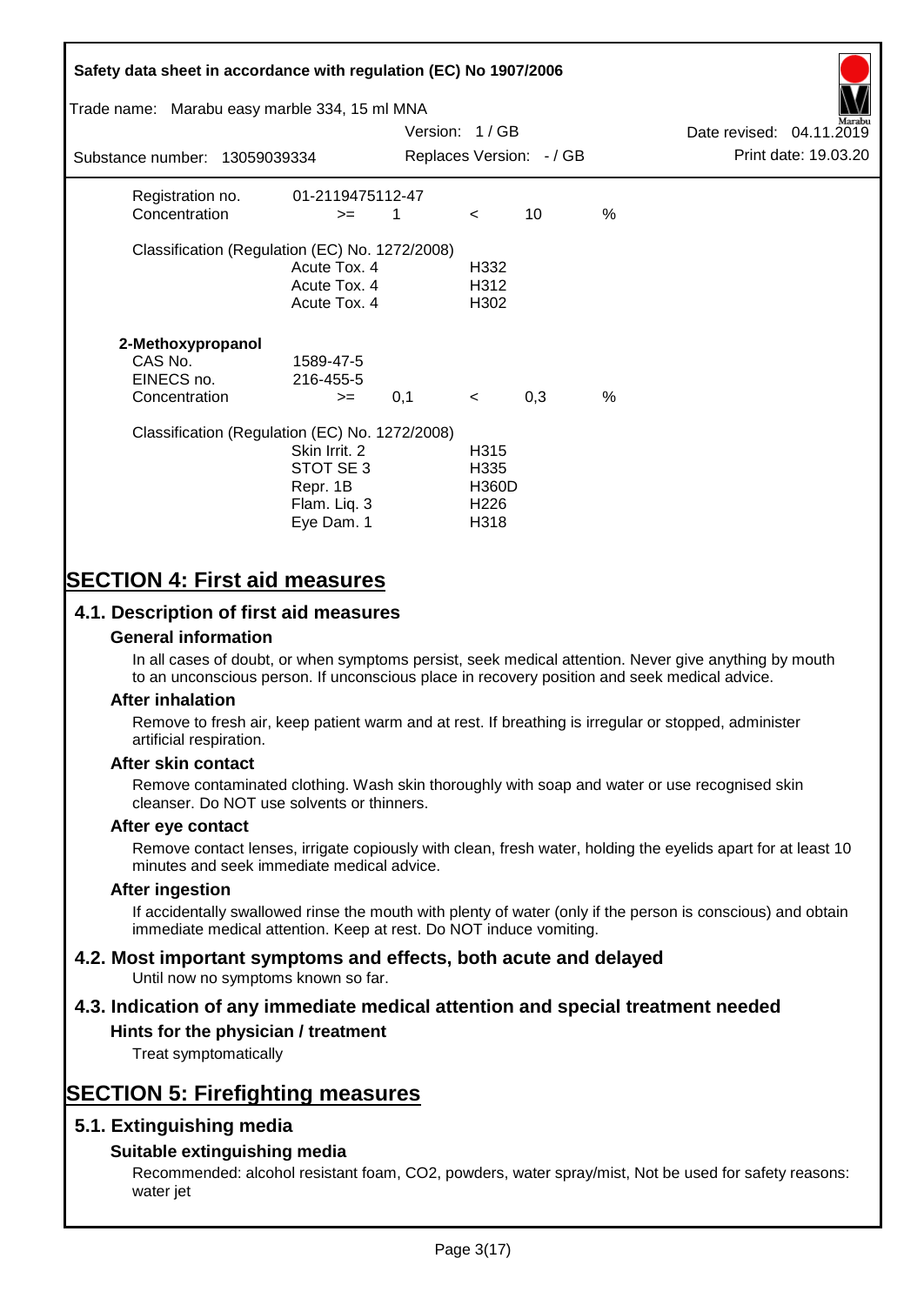| | | | | | |
|---|---|---|---|---|---|
| Registration no. | 01-2119475112-47 | | | | |
| Concentration | >= | 1 | < | 10 | % |

Classification (Regulation (EC) No. 1272/2008)

| | |
|---|---|
| Acute Tox. 4 | H332 |
| Acute Tox. 4 | H312 |
| Acute Tox. 4 | H302 |

**2-Methoxypropanol**

| | | | | | |
|---|---|---|---|---|---|
| CAS No. | 1589-47-5 | | | | |
| EINECS no. | 216-455-5 | | | | |
| Concentration | >= | 0,1 | < | 0,3 | % |

Classification (Regulation (EC) No. 1272/2008)

| | |
|---|---|
| Skin Irrit. 2 | H315 |
| STOT SE 3 | H335 |
| Repr. 1B | H360D |
| Flam. Liq. 3 | H226 |
| Eye Dam. 1 | H318 |

# SECTION 4: First aid measures

## 4.1. Description of first aid measures

### General information

In all cases of doubt, or when symptoms persist, seek medical attention. Never give anything by mouth to an unconscious person. If unconscious place in recovery position and seek medical advice.

### After inhalation

Remove to fresh air, keep patient warm and at rest. If breathing is irregular or stopped, administer artificial respiration.

### After skin contact

Remove contaminated clothing. Wash skin thoroughly with soap and water or use recognised skin cleanser. Do NOT use solvents or thinners.

### After eye contact

Remove contact lenses, irrigate copiously with clean, fresh water, holding the eyelids apart for at least 10 minutes and seek immediate medical advice.

### After ingestion

If accidentally swallowed rinse the mouth with plenty of water (only if the person is conscious) and obtain immediate medical attention. Keep at rest. Do NOT induce vomiting.

## 4.2. Most important symptoms and effects, both acute and delayed

Until now no symptoms known so far.

## 4.3. Indication of any immediate medical attention and special treatment needed

### Hints for the physician / treatment

Treat symptomatically

# SECTION 5: Firefighting measures

## 5.1. Extinguishing media

### Suitable extinguishing media

Recommended: alcohol resistant foam, CO2, powders, water spray/mist, Not be used for safety reasons: water jet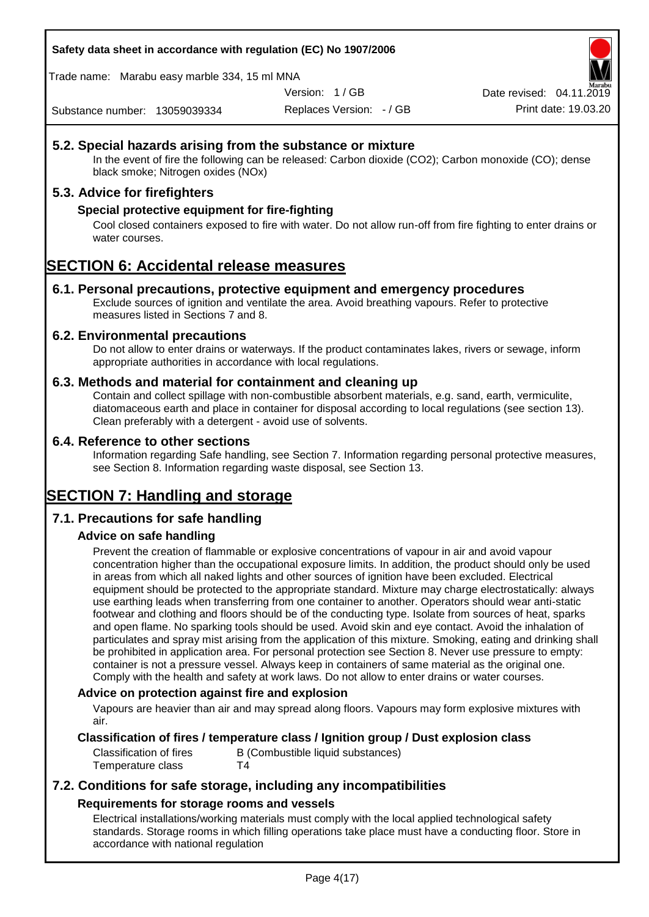## 5.2. Special hazards arising from the substance or mixture

In the event of fire the following can be released: Carbon dioxide ($CO_2$); Carbon monoxide (CO); dense black smoke; Nitrogen oxides (NOx)

## 5.3. Advice for firefighters

### Special protective equipment for fire-fighting

Cool closed containers exposed to fire with water. Do not allow run-off from fire fighting to enter drains or water courses.

# SECTION 6: Accidental release measures

## 6.1. Personal precautions, protective equipment and emergency procedures

Exclude sources of ignition and ventilate the area. Avoid breathing vapours. Refer to protective measures listed in Sections 7 and 8.

## 6.2. Environmental precautions

Do not allow to enter drains or waterways. If the product contaminates lakes, rivers or sewage, inform appropriate authorities in accordance with local regulations.

## 6.3. Methods and material for containment and cleaning up

Contain and collect spillage with non-combustible absorbent materials, e.g. sand, earth, vermiculite, diatomaceous earth and place in container for disposal according to local regulations (see section 13). Clean preferably with a detergent - avoid use of solvents.

## 6.4. Reference to other sections

Information regarding Safe handling, see Section 7. Information regarding personal protective measures, see Section 8. Information regarding waste disposal, see Section 13.

# SECTION 7: Handling and storage

## 7.1. Precautions for safe handling

### Advice on safe handling

Prevent the creation of flammable or explosive concentrations of vapour in air and avoid vapour concentration higher than the occupational exposure limits. In addition, the product should only be used in areas from which all naked lights and other sources of ignition have been excluded. Electrical equipment should be protected to the appropriate standard. Mixture may charge electrostatically: always use earthing leads when transferring from one container to another. Operators should wear anti-static footwear and clothing and floors should be of the conducting type. Isolate from sources of heat, sparks and open flame. No sparking tools should be used. Avoid skin and eye contact. Avoid the inhalation of particulates and spray mist arising from the application of this mixture. Smoking, eating and drinking shall be prohibited in application area. For personal protection see Section 8. Never use pressure to empty: container is not a pressure vessel. Always keep in containers of same material as the original one. Comply with the health and safety at work laws. Do not allow to enter drains or water courses.

### Advice on protection against fire and explosion

Vapours are heavier than air and may spread along floors. Vapours may form explosive mixtures with air.

### Classification of fires / temperature class / Ignition group / Dust explosion class

| | |
|---|---|
| Classification of fires | B (Combustible liquid substances) |
| Temperature class | T4 |

## 7.2. Conditions for safe storage, including any incompatibilities

### Requirements for storage rooms and vessels

Electrical installations/working materials must comply with the local applied technological safety standards. Storage rooms in which filling operations take place must have a conducting floor. Store in accordance with national regulation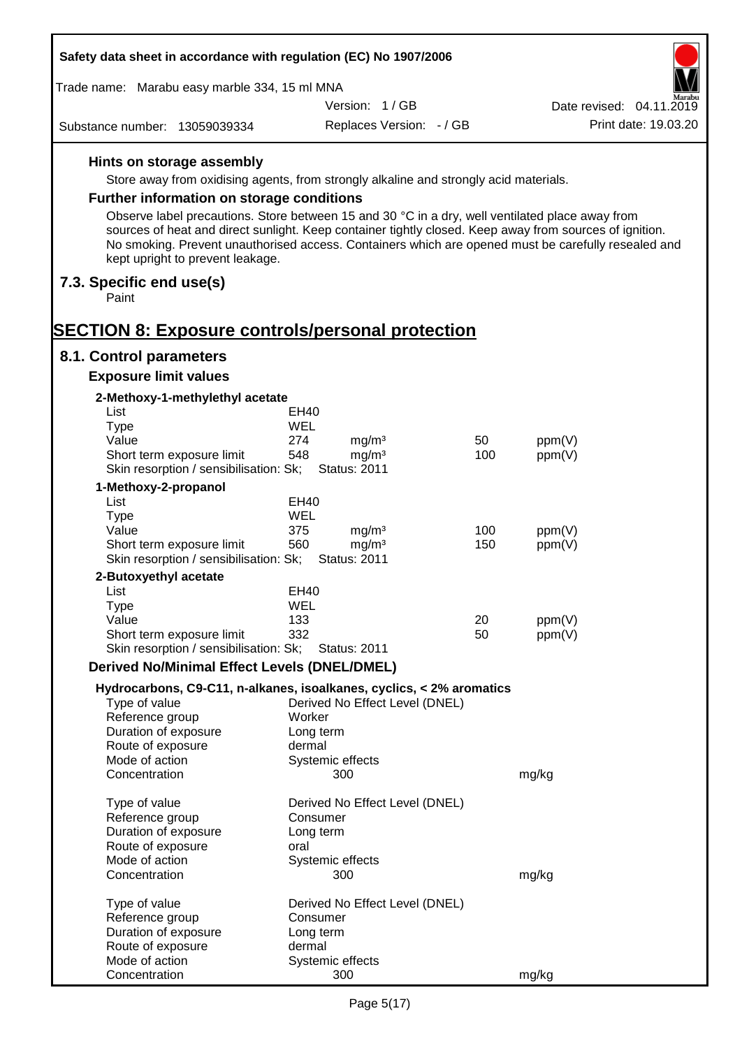#### Hints on storage assembly

Store away from oxidising agents, from strongly alkaline and strongly acid materials.

#### Further information on storage conditions

Observe label precautions. Store between 15 and 30 °C in a dry, well ventilated place away from sources of heat and direct sunlight. Keep container tightly closed. Keep away from sources of ignition. No smoking. Prevent unauthorised access. Containers which are opened must be carefully resealed and kept upright to prevent leakage.

### 7.3. Specific end use(s)

Paint

## SECTION 8: Exposure controls/personal protection

### 8.1. Control parameters

#### Exposure limit values

**2-Methoxy-1-methylethyl acetate**

| | | | | |
|---|---|---|---|---|
| List | EH40 | | | |
| Type | WEL | | | |
| Value | 274 | mg/m³ | 50 | ppm(V) |
| Short term exposure limit | 548 | mg/m³ | 100 | ppm(V) |
| Skin resorption / sensibilisation: Sk; | Status: 2011 | | | |

**1-Methoxy-2-propanol**

| | | | | |
|---|---|---|---|---|
| List | EH40 | | | |
| Type | WEL | | | |
| Value | 375 | mg/m³ | 100 | ppm(V) |
| Short term exposure limit | 560 | mg/m³ | 150 | ppm(V) |
| Skin resorption / sensibilisation: Sk; | Status: 2011 | | | |

**2-Butoxyethyl acetate**

| | | | | |
|---|---|---|---|---|
| List | EH40 | | | |
| Type | WEL | | | |
| Value | 133 | | 20 | ppm(V) |
| Short term exposure limit | 332 | | 50 | ppm(V) |
| Skin resorption / sensibilisation: Sk; | Status: 2011 | | | |

#### Derived No/Minimal Effect Levels (DNEL/DMEL)

**Hydrocarbons, C9-C11, n-alkanes, isoalkanes, cyclics, < 2% aromatics**

| | | |
|---|---|---|
| Type of value | Derived No Effect Level (DNEL) | |
| Reference group | Worker | |
| Duration of exposure | Long term | |
| Route of exposure | dermal | |
| Mode of action | Systemic effects | |
| Concentration | 300 | mg/kg |

| | | |
|---|---|---|
| Type of value | Derived No Effect Level (DNEL) | |
| Reference group | Consumer | |
| Duration of exposure | Long term | |
| Route of exposure | oral | |
| Mode of action | Systemic effects | |
| Concentration | 300 | mg/kg |

| | | |
|---|---|---|
| Type of value | Derived No Effect Level (DNEL) | |
| Reference group | Consumer | |
| Duration of exposure | Long term | |
| Route of exposure | dermal | |
| Mode of action | Systemic effects | |
| Concentration | 300 | mg/kg |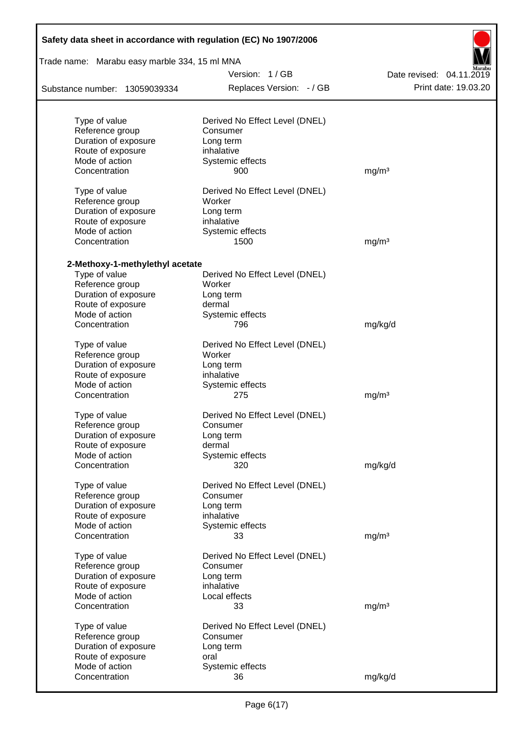| | | |
|---|---|---|
| Type of value | Derived No Effect Level (DNEL) | |
| Reference group | Consumer | |
| Duration of exposure | Long term | |
| Route of exposure | inhalative | |
| Mode of action | Systemic effects | |
| Concentration | 900 | mg/m³ |

| | | |
|---|---|---|
| Type of value | Derived No Effect Level (DNEL) | |
| Reference group | Worker | |
| Duration of exposure | Long term | |
| Route of exposure | inhalative | |
| Mode of action | Systemic effects | |
| Concentration | 1500 | mg/m³ |

**2-Methoxy-1-methylethyl acetate**

| | | |
|---|---|---|
| Type of value | Derived No Effect Level (DNEL) | |
| Reference group | Worker | |
| Duration of exposure | Long term | |
| Route of exposure | dermal | |
| Mode of action | Systemic effects | |
| Concentration | 796 | mg/kg/d |

| | | |
|---|---|---|
| Type of value | Derived No Effect Level (DNEL) | |
| Reference group | Worker | |
| Duration of exposure | Long term | |
| Route of exposure | inhalative | |
| Mode of action | Systemic effects | |
| Concentration | 275 | mg/m³ |

| | | |
|---|---|---|
| Type of value | Derived No Effect Level (DNEL) | |
| Reference group | Consumer | |
| Duration of exposure | Long term | |
| Route of exposure | dermal | |
| Mode of action | Systemic effects | |
| Concentration | 320 | mg/kg/d |

| | | |
|---|---|---|
| Type of value | Derived No Effect Level (DNEL) | |
| Reference group | Consumer | |
| Duration of exposure | Long term | |
| Route of exposure | inhalative | |
| Mode of action | Systemic effects | |
| Concentration | 33 | mg/m³ |

| | | |
|---|---|---|
| Type of value | Derived No Effect Level (DNEL) | |
| Reference group | Consumer | |
| Duration of exposure | Long term | |
| Route of exposure | inhalative | |
| Mode of action | Local effects | |
| Concentration | 33 | mg/m³ |

| | | |
|---|---|---|
| Type of value | Derived No Effect Level (DNEL) | |
| Reference group | Consumer | |
| Duration of exposure | Long term | |
| Route of exposure | oral | |
| Mode of action | Systemic effects | |
| Concentration | 36 | mg/kg/d |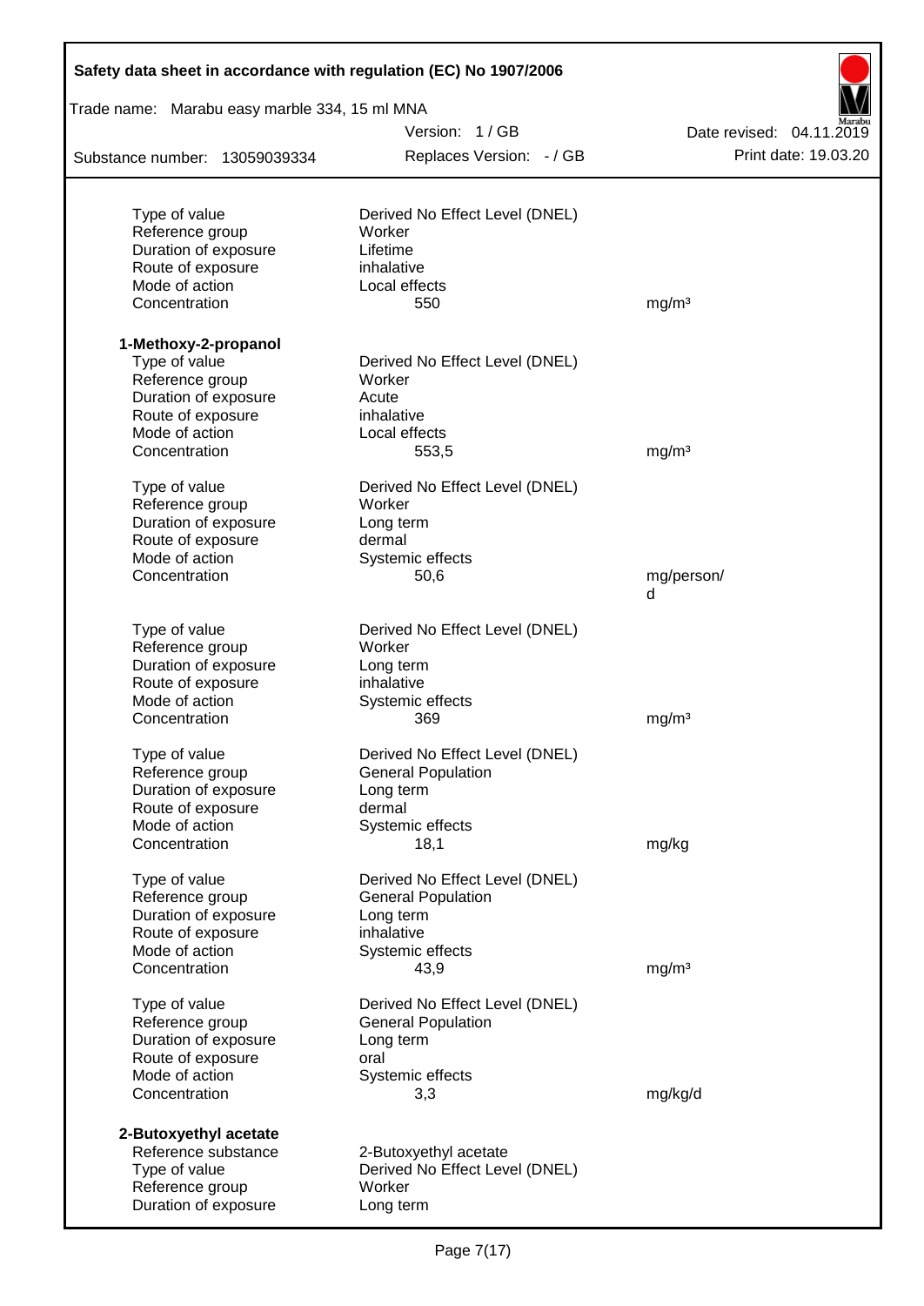| | | |
|---|---|---|
| Type of value | Derived No Effect Level (DNEL) | |
| Reference group | Worker | |
| Duration of exposure | Lifetime | |
| Route of exposure | inhalative | |
| Mode of action | Local effects | |
| Concentration | 550 | mg/m³ |

**1-Methoxy-2-propanol**

| | | |
|---|---|---|
| Type of value | Derived No Effect Level (DNEL) | |
| Reference group | Worker | |
| Duration of exposure | Acute | |
| Route of exposure | inhalative | |
| Mode of action | Local effects | |
| Concentration | 553,5 | mg/m³ |

| | | |
|---|---|---|
| Type of value | Derived No Effect Level (DNEL) | |
| Reference group | Worker | |
| Duration of exposure | Long term | |
| Route of exposure | dermal | |
| Mode of action | Systemic effects | |
| Concentration | 50,6 | mg/person/d |

| | | |
|---|---|---|
| Type of value | Derived No Effect Level (DNEL) | |
| Reference group | Worker | |
| Duration of exposure | Long term | |
| Route of exposure | inhalative | |
| Mode of action | Systemic effects | |
| Concentration | 369 | mg/m³ |

| | | |
|---|---|---|
| Type of value | Derived No Effect Level (DNEL) | |
| Reference group | General Population | |
| Duration of exposure | Long term | |
| Route of exposure | dermal | |
| Mode of action | Systemic effects | |
| Concentration | 18,1 | mg/kg |

| | | |
|---|---|---|
| Type of value | Derived No Effect Level (DNEL) | |
| Reference group | General Population | |
| Duration of exposure | Long term | |
| Route of exposure | inhalative | |
| Mode of action | Systemic effects | |
| Concentration | 43,9 | mg/m³ |

| | | |
|---|---|---|
| Type of value | Derived No Effect Level (DNEL) | |
| Reference group | General Population | |
| Duration of exposure | Long term | |
| Route of exposure | oral | |
| Mode of action | Systemic effects | |
| Concentration | 3,3 | mg/kg/d |

**2-Butoxyethyl acetate**

| | | |
|---|---|---|
| Reference substance | 2-Butoxyethyl acetate | |
| Type of value | Derived No Effect Level (DNEL) | |
| Reference group | Worker | |
| Duration of exposure | Long term | |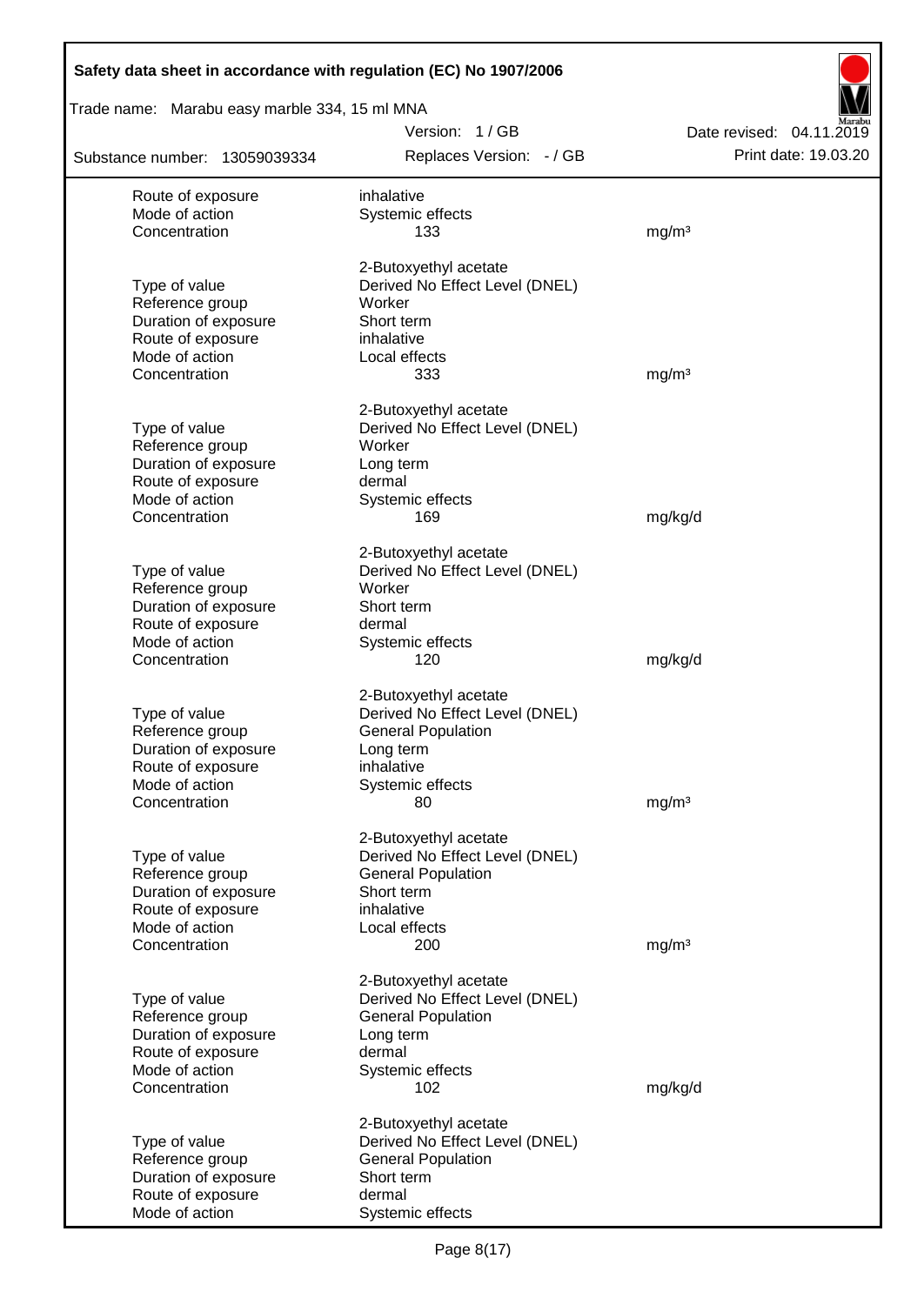| | | |
|---|---|---|
| Route of exposure | inhalative | |
| Mode of action | Systemic effects | |
| Concentration | 133 | mg/m³ |
| | | |
| | 2-Butoxyethyl acetate | |
| Type of value | Derived No Effect Level (DNEL) | |
| Reference group | Worker | |
| Duration of exposure | Short term | |
| Route of exposure | inhalative | |
| Mode of action | Local effects | |
| Concentration | 333 | mg/m³ |
| | | |
| | 2-Butoxyethyl acetate | |
| Type of value | Derived No Effect Level (DNEL) | |
| Reference group | Worker | |
| Duration of exposure | Long term | |
| Route of exposure | dermal | |
| Mode of action | Systemic effects | |
| Concentration | 169 | mg/kg/d |
| | | |
| | 2-Butoxyethyl acetate | |
| Type of value | Derived No Effect Level (DNEL) | |
| Reference group | Worker | |
| Duration of exposure | Short term | |
| Route of exposure | dermal | |
| Mode of action | Systemic effects | |
| Concentration | 120 | mg/kg/d |
| | | |
| | 2-Butoxyethyl acetate | |
| Type of value | Derived No Effect Level (DNEL) | |
| Reference group | General Population | |
| Duration of exposure | Long term | |
| Route of exposure | inhalative | |
| Mode of action | Systemic effects | |
| Concentration | 80 | mg/m³ |
| | | |
| | 2-Butoxyethyl acetate | |
| Type of value | Derived No Effect Level (DNEL) | |
| Reference group | General Population | |
| Duration of exposure | Short term | |
| Route of exposure | inhalative | |
| Mode of action | Local effects | |
| Concentration | 200 | mg/m³ |
| | | |
| | 2-Butoxyethyl acetate | |
| Type of value | Derived No Effect Level (DNEL) | |
| Reference group | General Population | |
| Duration of exposure | Long term | |
| Route of exposure | dermal | |
| Mode of action | Systemic effects | |
| Concentration | 102 | mg/kg/d |
| | | |
| | 2-Butoxyethyl acetate | |
| Type of value | Derived No Effect Level (DNEL) | |
| Reference group | General Population | |
| Duration of exposure | Short term | |
| Route of exposure | dermal | |
| Mode of action | Systemic effects | |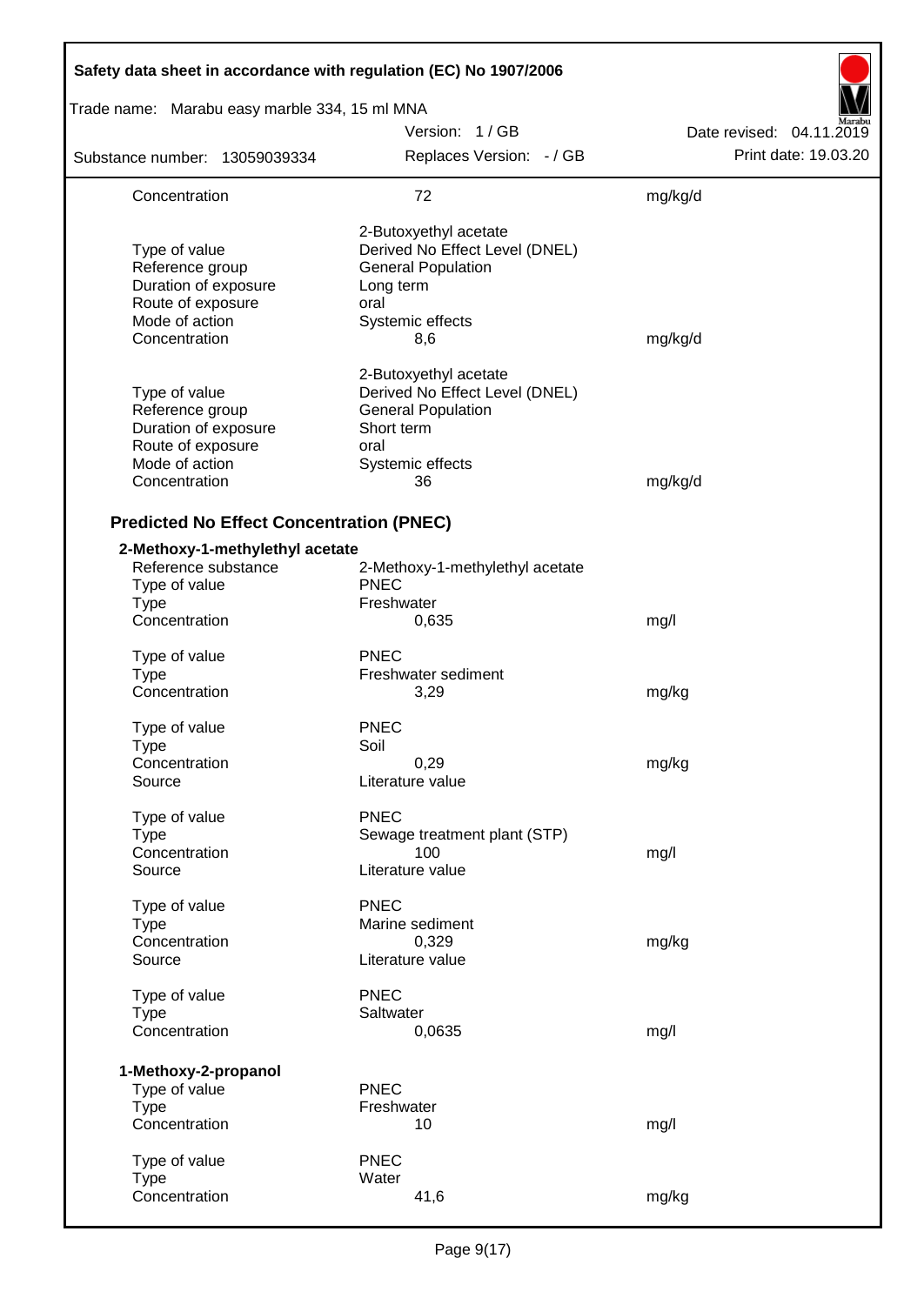| | | |
|---|---|---|
| Concentration | 72 | mg/kg/d |
| | 2-Butoxyethyl acetate | |
| Type of value | Derived No Effect Level (DNEL) | |
| Reference group | General Population | |
| Duration of exposure | Long term | |
| Route of exposure | oral | |
| Mode of action | Systemic effects | |
| Concentration | 8,6 | mg/kg/d |
| | 2-Butoxyethyl acetate | |
| Type of value | Derived No Effect Level (DNEL) | |
| Reference group | General Population | |
| Duration of exposure | Short term | |
| Route of exposure | oral | |
| Mode of action | Systemic effects | |
| Concentration | 36 | mg/kg/d |

### Predicted No Effect Concentration (PNEC)

**2-Methoxy-1-methylethyl acetate**

| | | |
|---|---|---|
| Reference substance | 2-Methoxy-1-methylethyl acetate | |
| Type of value | PNEC | |
| Type | Freshwater | |
| Concentration | 0,635 | mg/l |
| Type of value | PNEC | |
| Type | Freshwater sediment | |
| Concentration | 3,29 | mg/kg |
| Type of value | PNEC | |
| Type | Soil | |
| Concentration | 0,29 | mg/kg |
| Source | Literature value | |
| Type of value | PNEC | |
| Type | Sewage treatment plant (STP) | |
| Concentration | 100 | mg/l |
| Source | Literature value | |
| Type of value | PNEC | |
| Type | Marine sediment | |
| Concentration | 0,329 | mg/kg |
| Source | Literature value | |
| Type of value | PNEC | |
| Type | Saltwater | |
| Concentration | 0,0635 | mg/l |

**1-Methoxy-2-propanol**

| | | |
|---|---|---|
| Type of value | PNEC | |
| Type | Freshwater | |
| Concentration | 10 | mg/l |
| Type of value | PNEC | |
| Type | Water | |
| Concentration | 41,6 | mg/kg |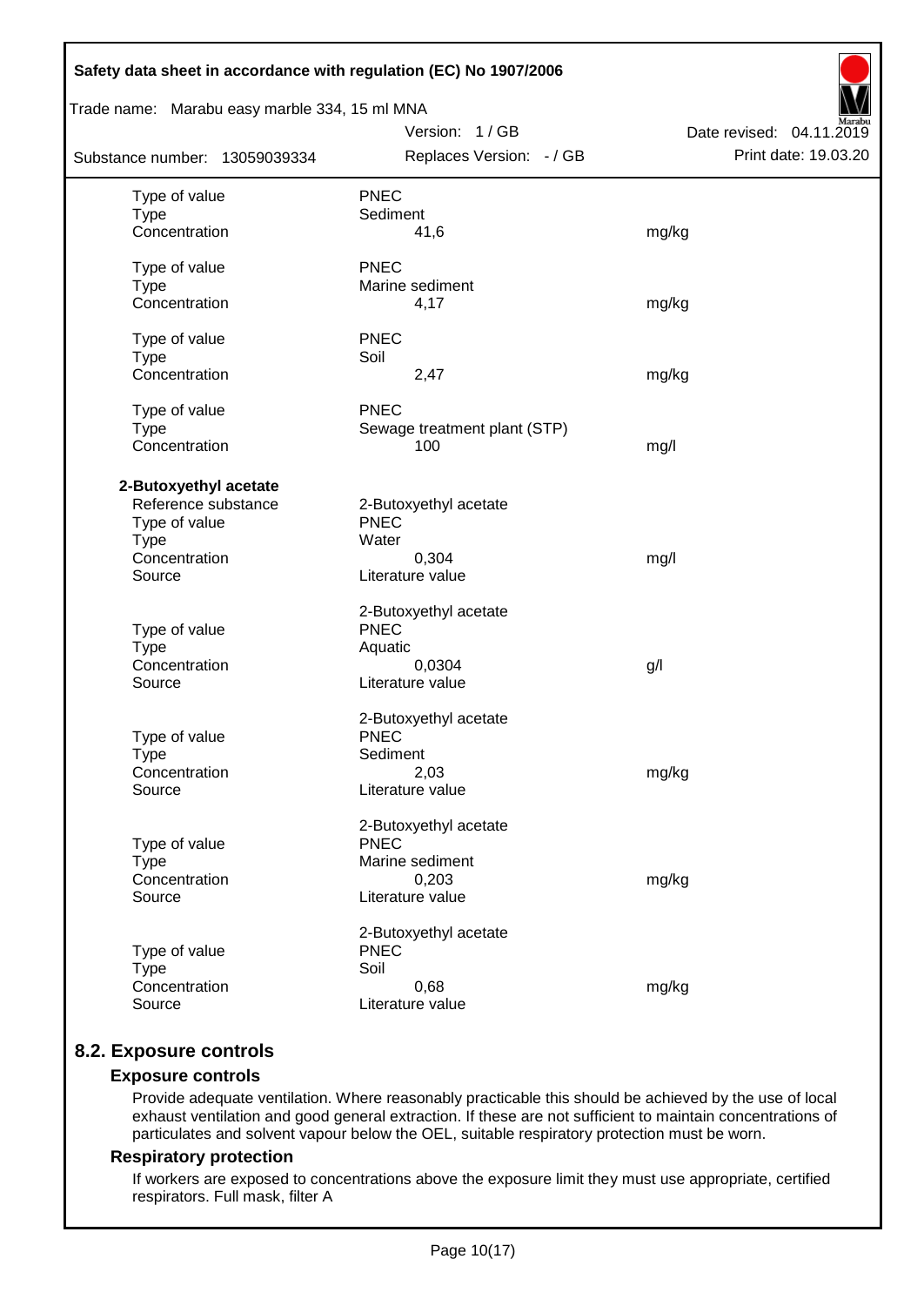| | | |
|---|---|---|
| Type of value | PNEC | |
| Type | Sediment | |
| Concentration | 41,6 | mg/kg |
| | | |
| Type of value | PNEC | |
| Type | Marine sediment | |
| Concentration | 4,17 | mg/kg |
| | | |
| Type of value | PNEC | |
| Type | Soil | |
| Concentration | 2,47 | mg/kg |
| | | |
| Type of value | PNEC | |
| Type | Sewage treatment plant (STP) | |
| Concentration | 100 | mg/l |

**2-Butoxyethyl acetate**

| | | |
|---|---|---|
| Reference substance | 2-Butoxyethyl acetate | |
| Type of value | PNEC | |
| Type | Water | |
| Concentration | 0,304 | mg/l |
| Source | Literature value | |
| | | |
| | 2-Butoxyethyl acetate | |
| Type of value | PNEC | |
| Type | Aquatic | |
| Concentration | 0,0304 | g/l |
| Source | Literature value | |
| | | |
| | 2-Butoxyethyl acetate | |
| Type of value | PNEC | |
| Type | Sediment | |
| Concentration | 2,03 | mg/kg |
| Source | Literature value | |
| | | |
| | 2-Butoxyethyl acetate | |
| Type of value | PNEC | |
| Type | Marine sediment | |
| Concentration | 0,203 | mg/kg |
| Source | Literature value | |
| | | |
| | 2-Butoxyethyl acetate | |
| Type of value | PNEC | |
| Type | Soil | |
| Concentration | 0,68 | mg/kg |
| Source | Literature value | |

## 8.2. Exposure controls

### Exposure controls

Provide adequate ventilation. Where reasonably practicable this should be achieved by the use of local exhaust ventilation and good general extraction. If these are not sufficient to maintain concentrations of particulates and solvent vapour below the OEL, suitable respiratory protection must be worn.

### Respiratory protection

If workers are exposed to concentrations above the exposure limit they must use appropriate, certified respirators. Full mask, filter A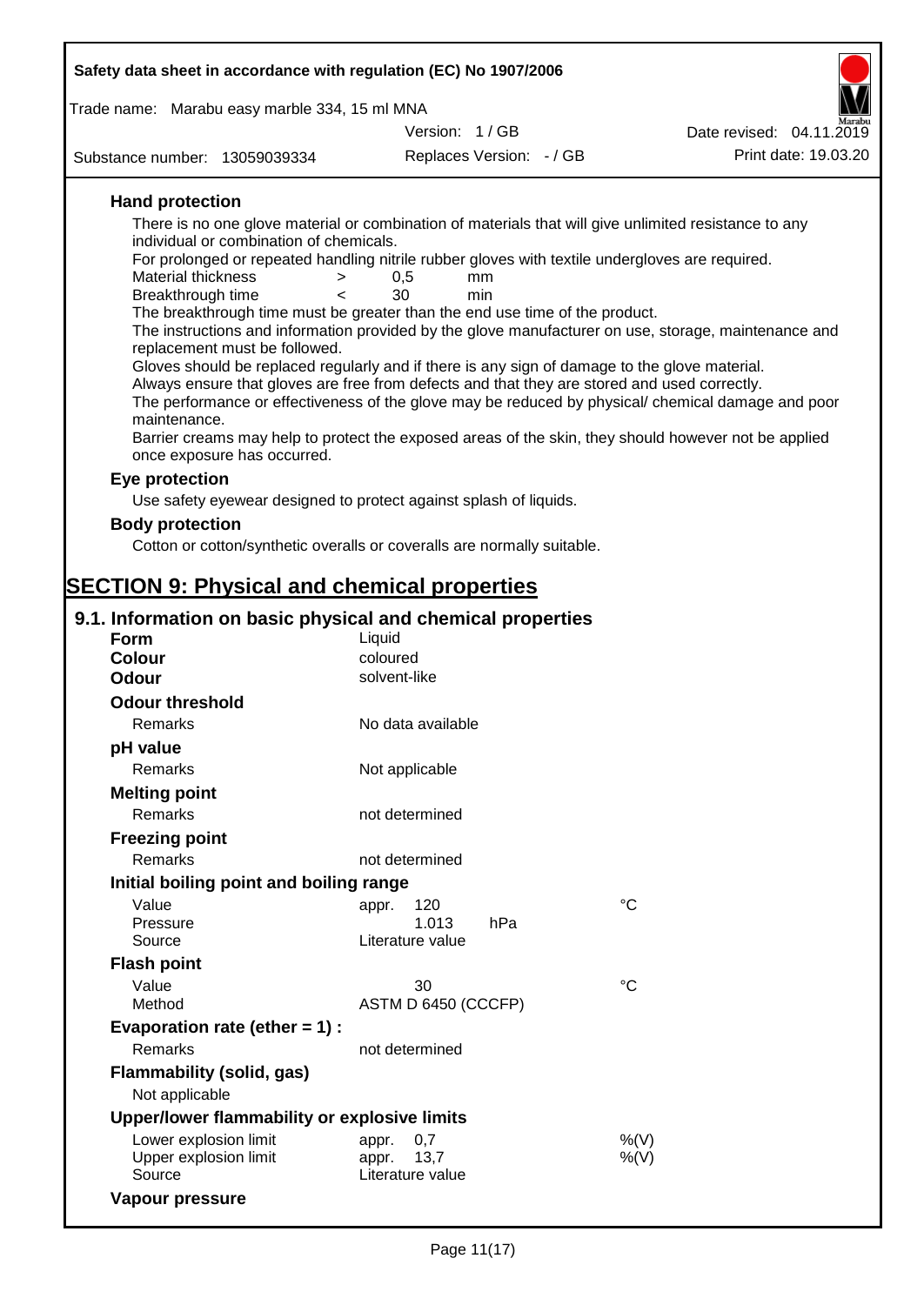### Hand protection

There is no one glove material or combination of materials that will give unlimited resistance to any individual or combination of chemicals.

For prolonged or repeated handling nitrile rubber gloves with textile undergloves are required.

| | | | |
|---|---|---|---|
| Material thickness | > | 0,5 | mm |
| Breakthrough time | < | 30 | min |

The breakthrough time must be greater than the end use time of the product.

The instructions and information provided by the glove manufacturer on use, storage, maintenance and replacement must be followed.

Gloves should be replaced regularly and if there is any sign of damage to the glove material.

Always ensure that gloves are free from defects and that they are stored and used correctly.

The performance or effectiveness of the glove may be reduced by physical/ chemical damage and poor maintenance.

Barrier creams may help to protect the exposed areas of the skin, they should however not be applied once exposure has occurred.

### Eye protection

Use safety eyewear designed to protect against splash of liquids.

### Body protection

Cotton or cotton/synthetic overalls or coveralls are normally suitable.

# SECTION 9: Physical and chemical properties

## 9.1. Information on basic physical and chemical properties

**Form** Liquid

**Colour** coloured

**Odour** solvent-like

**Odour threshold**

Remarks: No data available

**pH value**

Remarks: Not applicable

**Melting point**

Remarks: not determined

**Freezing point**

Remarks: not determined

**Initial boiling point and boiling range**

| | | |
|---|---|---|
| Value | appr. 120 | °C |
| Pressure | 1.013 hPa | |
| Source | Literature value | |

**Flash point**

| | | |
|---|---|---|
| Value | 30 | °C |
| Method | ASTM D 6450 (CCCFP) | |

**Evaporation rate (ether = 1) :**

Remarks: not determined

**Flammability (solid, gas)**

Not applicable

**Upper/lower flammability or explosive limits**

| | | |
|---|---|---|
| Lower explosion limit | appr. 0,7 | %(V) |
| Upper explosion limit | appr. 13,7 | %(V) |
| Source | Literature value | |

**Vapour pressure**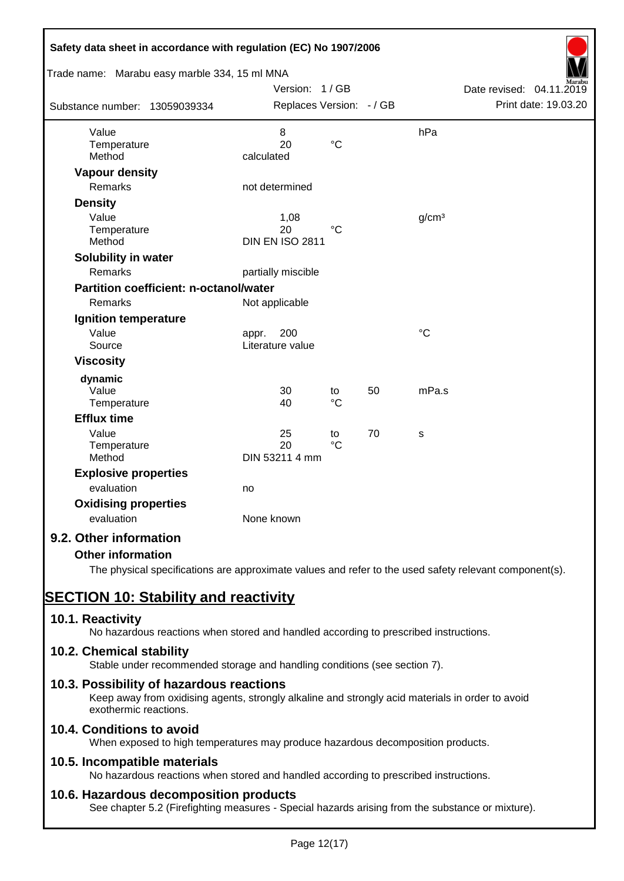| | | | | |
|---|---|---|---|---|
| Value | 8 | | | hPa |
| Temperature | 20 | °C | | |
| Method | calculated | | | |
| **Vapour density** | | | | |
| Remarks | not determined | | | |
| **Density** | | | | |
| Value | 1,08 | | | g/cm³ |
| Temperature | 20 | °C | | |
| Method | DIN EN ISO 2811 | | | |
| **Solubility in water** | | | | |
| Remarks | partially miscible | | | |
| **Partition coefficient: n-octanol/water** | | | | |
| Remarks | Not applicable | | | |
| **Ignition temperature** | | | | |
| Value | appr. 200 | | | °C |
| Source | Literature value | | | |
| **Viscosity** | | | | |
| **dynamic** | | | | |
| Value | 30 | to | 50 | mPa.s |
| Temperature | 40 | °C | | |
| **Efflux time** | | | | |
| Value | 25 | to | 70 | s |
| Temperature | 20 | °C | | |
| Method | DIN 53211 4 mm | | | |
| **Explosive properties** | | | | |
| evaluation | no | | | |
| **Oxidising properties** | | | | |
| evaluation | None known | | | |

## 9.2. Other information

### Other information

The physical specifications are approximate values and refer to the used safety relevant component(s).

# SECTION 10: Stability and reactivity

## 10.1. Reactivity

No hazardous reactions when stored and handled according to prescribed instructions.

## 10.2. Chemical stability

Stable under recommended storage and handling conditions (see section 7).

## 10.3. Possibility of hazardous reactions

Keep away from oxidising agents, strongly alkaline and strongly acid materials in order to avoid exothermic reactions.

## 10.4. Conditions to avoid

When exposed to high temperatures may produce hazardous decomposition products.

## 10.5. Incompatible materials

No hazardous reactions when stored and handled according to prescribed instructions.

## 10.6. Hazardous decomposition products

See chapter 5.2 (Firefighting measures - Special hazards arising from the substance or mixture).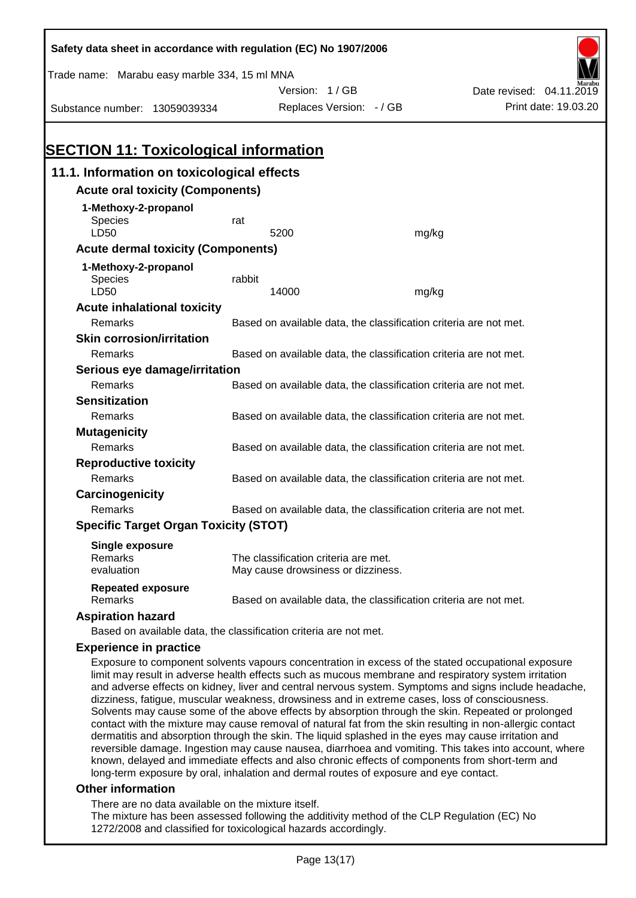Safety data sheet in accordance with regulation (EC) No 1907/2006

Trade name: Marabu easy marble 334, 15 ml MNA

Version: 1 / GB

Date revised: 04.11.2019

Substance number: 13059039334

Replaces Version: - / GB

Print date: 19.03.20

# SECTION 11: Toxicological information

## 11.1. Information on toxicological effects

### Acute oral toxicity (Components)

**1-Methoxy-2-propanol**

| | | |
|---|---|---|
| Species | rat | |
| LD50 | 5200 | mg/kg |

### Acute dermal toxicity (Components)

**1-Methoxy-2-propanol**

| | | |
|---|---|---|
| Species | rabbit | |
| LD50 | 14000 | mg/kg |

### Acute inhalational toxicity

Remarks: Based on available data, the classification criteria are not met.

### Skin corrosion/irritation

Remarks: Based on available data, the classification criteria are not met.

### Serious eye damage/irritation

Remarks: Based on available data, the classification criteria are not met.

### Sensitization

Remarks: Based on available data, the classification criteria are not met.

### Mutagenicity

Remarks: Based on available data, the classification criteria are not met.

### Reproductive toxicity

Remarks: Based on available data, the classification criteria are not met.

### Carcinogenicity

Remarks: Based on available data, the classification criteria are not met.

### Specific Target Organ Toxicity (STOT)

**Single exposure**

Remarks: The classification criteria are met.

evaluation: May cause drowsiness or dizziness.

**Repeated exposure**

Remarks: Based on available data, the classification criteria are not met.

### Aspiration hazard

Based on available data, the classification criteria are not met.

### Experience in practice

Exposure to component solvents vapours concentration in excess of the stated occupational exposure limit may result in adverse health effects such as mucous membrane and respiratory system irritation and adverse effects on kidney, liver and central nervous system. Symptoms and signs include headache, dizziness, fatigue, muscular weakness, drowsiness and in extreme cases, loss of consciousness. Solvents may cause some of the above effects by absorption through the skin. Repeated or prolonged contact with the mixture may cause removal of natural fat from the skin resulting in non-allergic contact dermatitis and absorption through the skin. The liquid splashed in the eyes may cause irritation and reversible damage. Ingestion may cause nausea, diarrhoea and vomiting. This takes into account, where known, delayed and immediate effects and also chronic effects of components from short-term and long-term exposure by oral, inhalation and dermal routes of exposure and eye contact.

### Other information

There are no data available on the mixture itself.
The mixture has been assessed following the additivity method of the CLP Regulation (EC) No 1272/2008 and classified for toxicological hazards accordingly.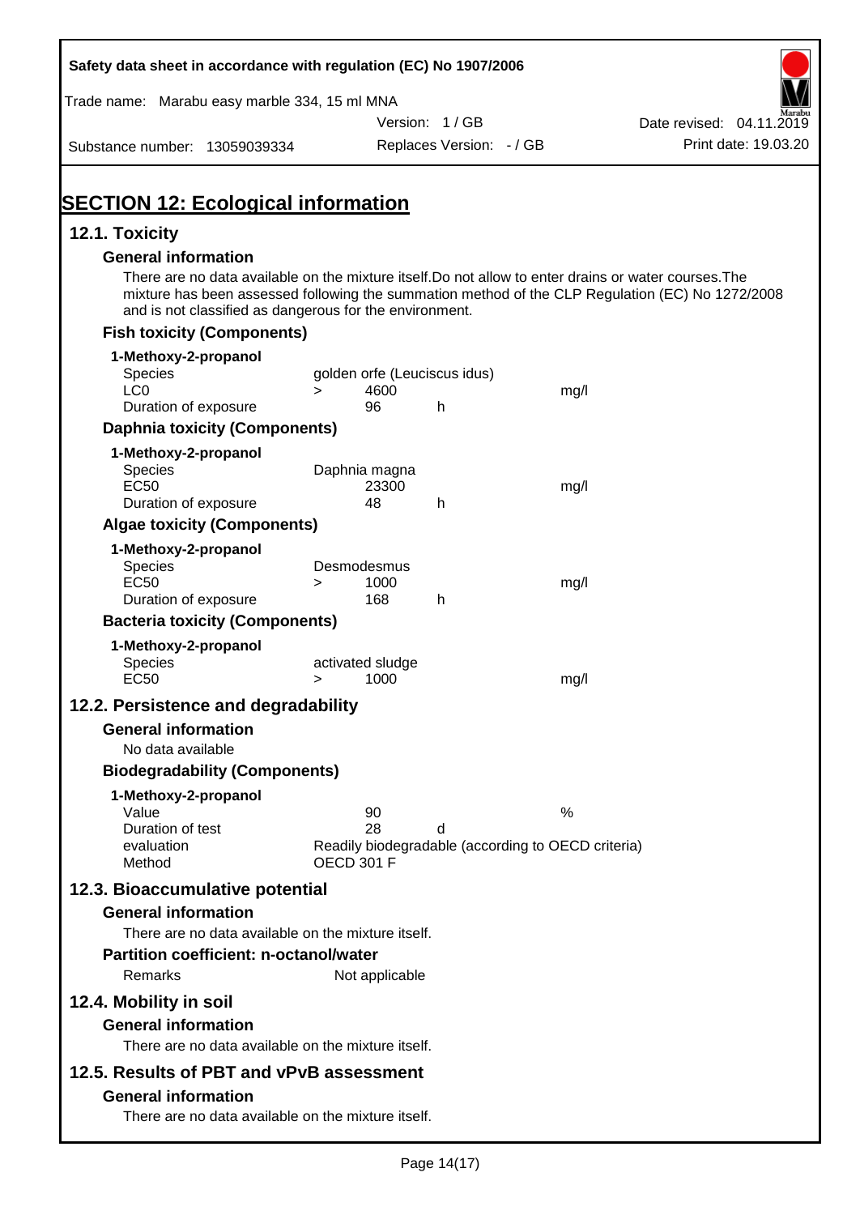## SECTION 12: Ecological information

### 12.1. Toxicity

#### General information

There are no data available on the mixture itself.Do not allow to enter drains or water courses.The mixture has been assessed following the summation method of the CLP Regulation (EC) No 1272/2008 and is not classified as dangerous for the environment.

#### Fish toxicity (Components)

**1-Methoxy-2-propanol**

| | | | | |
|---|---|---|---|---|
| Species | golden orfe (Leuciscus idus) | | | |
| LC0 | > | 4600 | | mg/l |
| Duration of exposure | | 96 | h | |

#### Daphnia toxicity (Components)

**1-Methoxy-2-propanol**

| | | | | |
|---|---|---|---|---|
| Species | Daphnia magna | | | |
| EC50 | | 23300 | | mg/l |
| Duration of exposure | | 48 | h | |

#### Algae toxicity (Components)

**1-Methoxy-2-propanol**

| | | | | |
|---|---|---|---|---|
| Species | Desmodesmus | | | |
| EC50 | > | 1000 | | mg/l |
| Duration of exposure | | 168 | h | |

#### Bacteria toxicity (Components)

**1-Methoxy-2-propanol**

| | | | | |
|---|---|---|---|---|
| Species | activated sludge | | | |
| EC50 | > | 1000 | | mg/l |

### 12.2. Persistence and degradability

#### General information

No data available

#### Biodegradability (Components)

**1-Methoxy-2-propanol**

| | | | |
|---|---|---|---|
| Value | 90 | | % |
| Duration of test | 28 | d | |
| evaluation | Readily biodegradable (according to OECD criteria) | | |
| Method | OECD 301 F | | |

### 12.3. Bioaccumulative potential

#### General information

There are no data available on the mixture itself.

#### Partition coefficient: n-octanol/water

Remarks Not applicable

### 12.4. Mobility in soil

#### General information

There are no data available on the mixture itself.

### 12.5. Results of PBT and vPvB assessment

#### General information

There are no data available on the mixture itself.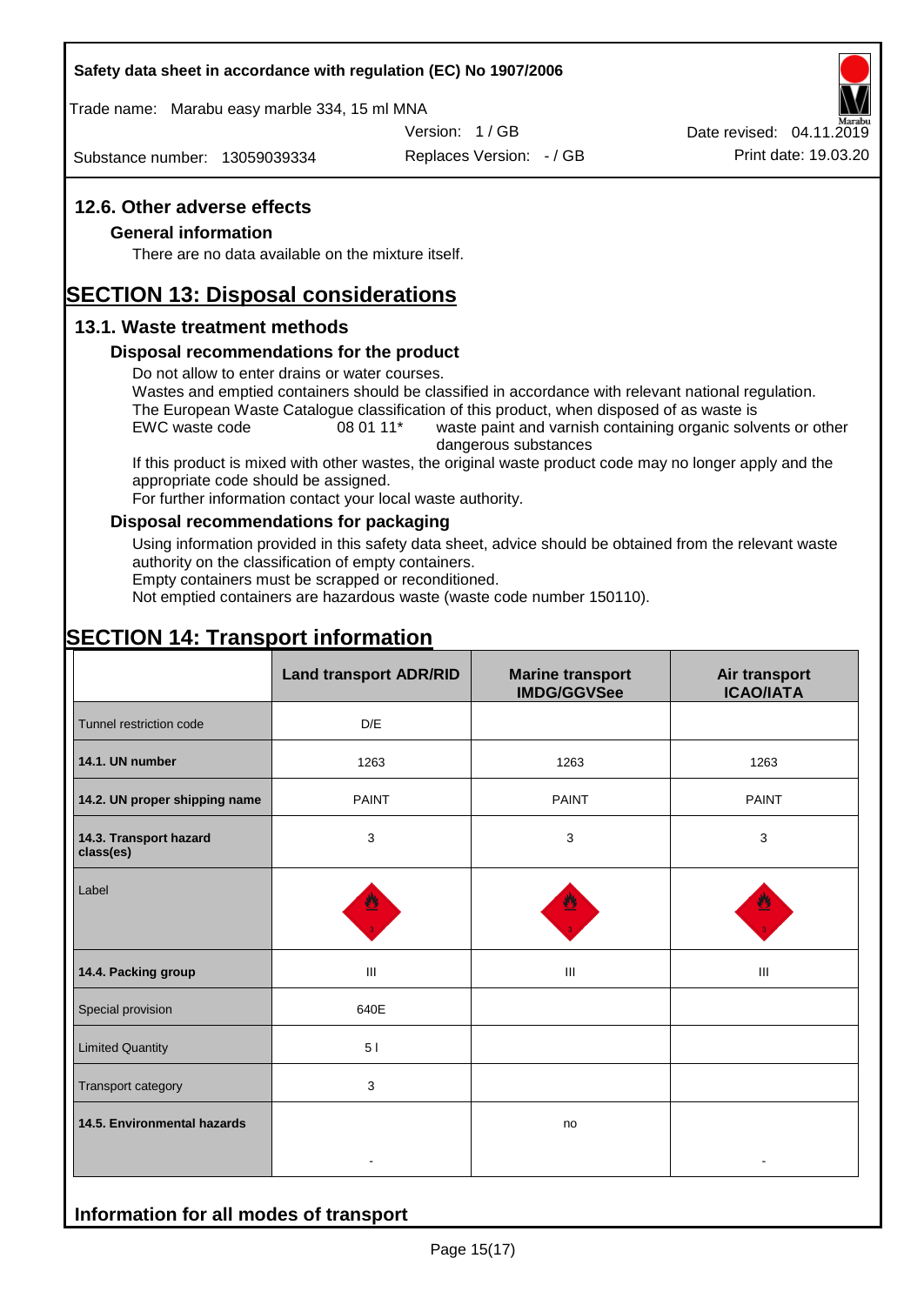## 12.6. Other adverse effects

### General information

There are no data available on the mixture itself.

# SECTION 13: Disposal considerations

## 13.1. Waste treatment methods

### Disposal recommendations for the product

Do not allow to enter drains or water courses.
Wastes and emptied containers should be classified in accordance with relevant national regulation.
The European Waste Catalogue classification of this product, when disposed of as waste is

EWC waste code 08 01 11* waste paint and varnish containing organic solvents or other dangerous substances

If this product is mixed with other wastes, the original waste product code may no longer apply and the appropriate code should be assigned.
For further information contact your local waste authority.

### Disposal recommendations for packaging

Using information provided in this safety data sheet, advice should be obtained from the relevant waste authority on the classification of empty containers.
Empty containers must be scrapped or reconditioned.
Not emptied containers are hazardous waste (waste code number 150110).

# SECTION 14: Transport information

| | Land transport ADR/RID | Marine transport IMDG/GGVSee | Air transport ICAO/IATA |
|---|---|---|---|
| Tunnel restriction code | D/E | | |
| **14.1. UN number** | 1263 | 1263 | 1263 |
| **14.2. UN proper shipping name** | PAINT | PAINT | PAINT |
| **14.3. Transport hazard class(es)** | 3 | 3 | 3 |
| Label | 3 | 3 | 3 |
| **14.4. Packing group** | III | III | III |
| Special provision | 640E | | |
| Limited Quantity | 5 l | | |
| Transport category | 3 | | |
| **14.5. Environmental hazards** | - | no | - |

## Information for all modes of transport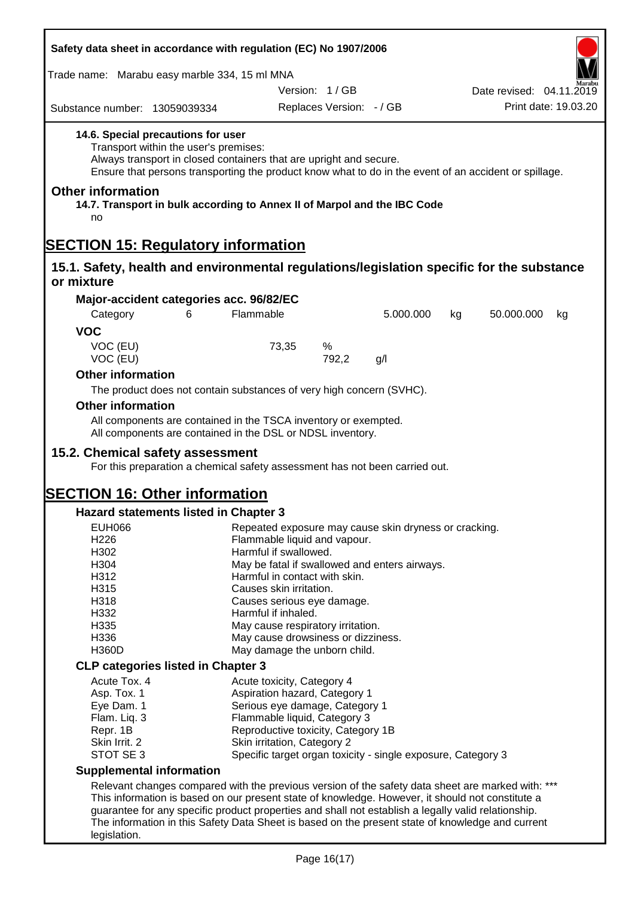**14.6. Special precautions for user**

Transport within the user's premises:
Always transport in closed containers that are upright and secure.
Ensure that persons transporting the product know what to do in the event of an accident or spillage.

## Other information

**14.7. Transport in bulk according to Annex II of Marpol and the IBC Code**

no

# SECTION 15: Regulatory information

## 15.1. Safety, health and environmental regulations/legislation specific for the substance or mixture

### Major-accident categories acc. 96/82/EC

| Category | 6 | Flammable | 5.000.000 | kg | 50.000.000 | kg |
|---|---|---|---|---|---|---|

### VOC

| | | | |
|---|---|---|---|
| VOC (EU) | 73,35 | % | |
| VOC (EU) | | 792,2 | g/l |

### Other information

The product does not contain substances of very high concern (SVHC).

### Other information

All components are contained in the TSCA inventory or exempted.
All components are contained in the DSL or NDSL inventory.

## 15.2. Chemical safety assessment

For this preparation a chemical safety assessment has not been carried out.

# SECTION 16: Other information

### Hazard statements listed in Chapter 3

| | |
|---|---|
| EUH066 | Repeated exposure may cause skin dryness or cracking. |
| H226 | Flammable liquid and vapour. |
| H302 | Harmful if swallowed. |
| H304 | May be fatal if swallowed and enters airways. |
| H312 | Harmful in contact with skin. |
| H315 | Causes skin irritation. |
| H318 | Causes serious eye damage. |
| H332 | Harmful if inhaled. |
| H335 | May cause respiratory irritation. |
| H336 | May cause drowsiness or dizziness. |
| H360D | May damage the unborn child. |

### CLP categories listed in Chapter 3

| | |
|---|---|
| Acute Tox. 4 | Acute toxicity, Category 4 |
| Asp. Tox. 1 | Aspiration hazard, Category 1 |
| Eye Dam. 1 | Serious eye damage, Category 1 |
| Flam. Liq. 3 | Flammable liquid, Category 3 |
| Repr. 1B | Reproductive toxicity, Category 1B |
| Skin Irrit. 2 | Skin irritation, Category 2 |
| STOT SE 3 | Specific target organ toxicity - single exposure, Category 3 |

### Supplemental information

Relevant changes compared with the previous version of the safety data sheet are marked with: ***
This information is based on our present state of knowledge. However, it should not constitute a guarantee for any specific product properties and shall not establish a legally valid relationship.
The information in this Safety Data Sheet is based on the present state of knowledge and current legislation.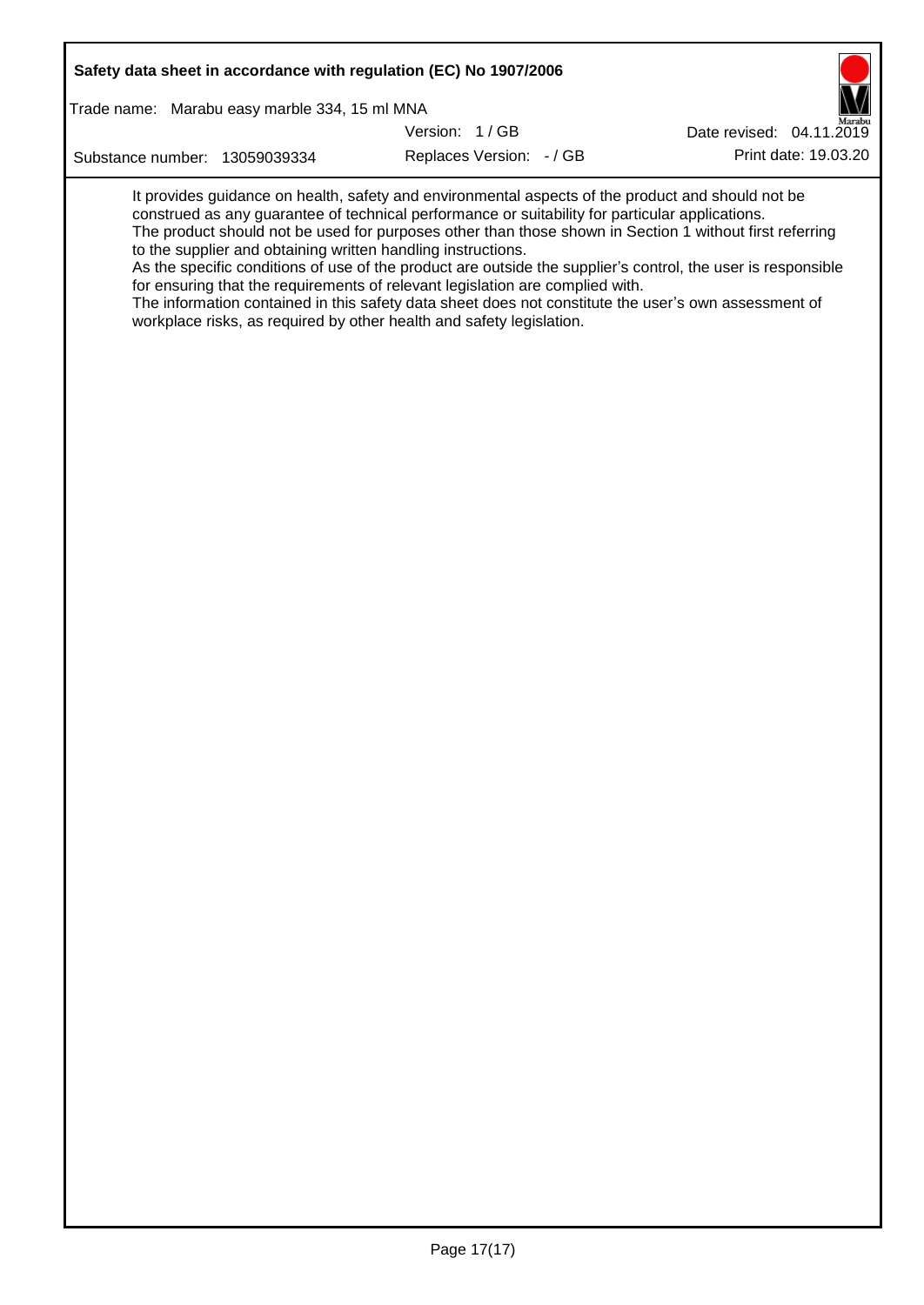It provides guidance on health, safety and environmental aspects of the product and should not be construed as any guarantee of technical performance or suitability for particular applications.
The product should not be used for purposes other than those shown in Section 1 without first referring to the supplier and obtaining written handling instructions.
As the specific conditions of use of the product are outside the supplier's control, the user is responsible for ensuring that the requirements of relevant legislation are complied with.
The information contained in this safety data sheet does not constitute the user's own assessment of workplace risks, as required by other health and safety legislation.